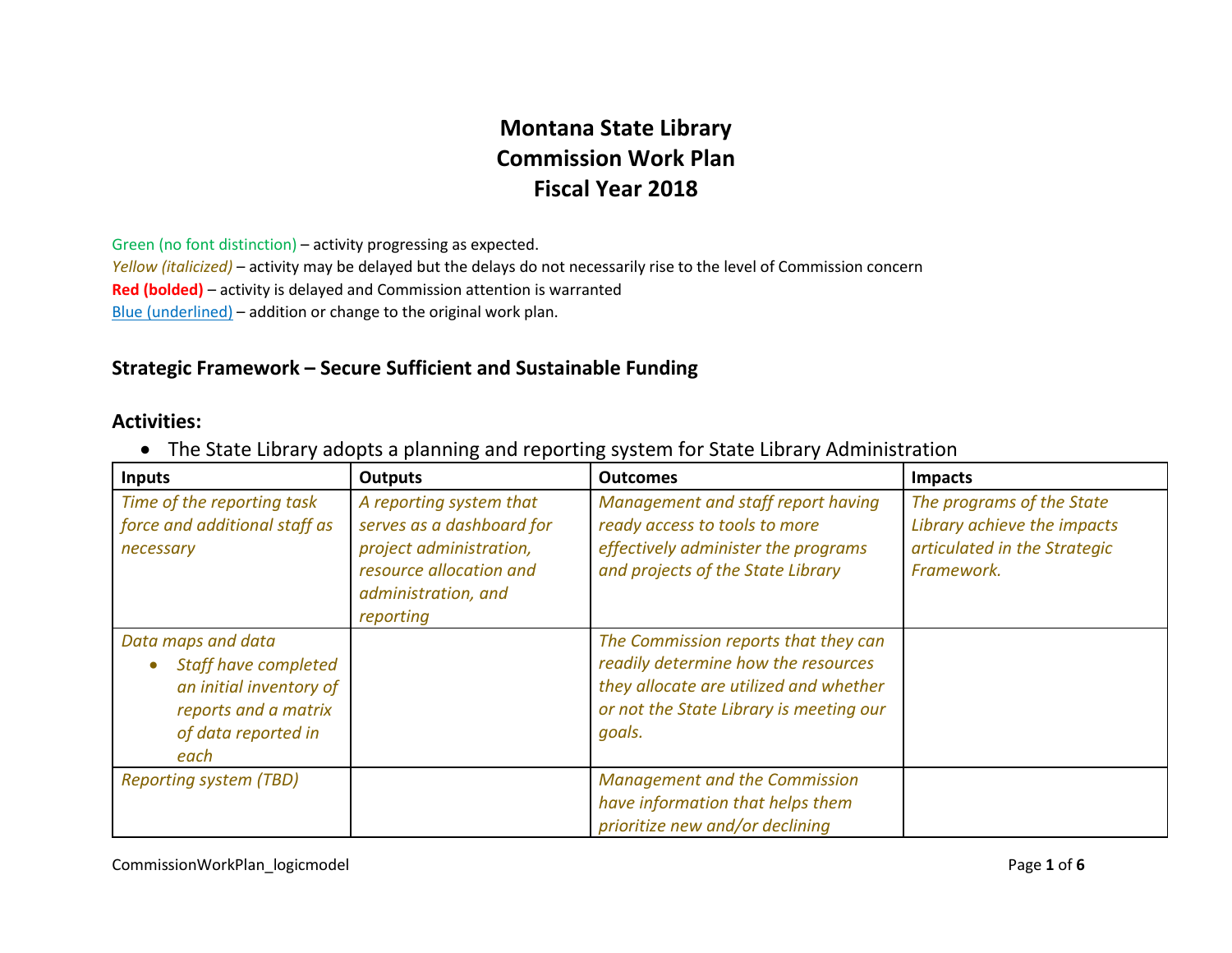# Montana State Library
# Commission Work Plan
# Fiscal Year 2018

Green (no font distinction) – activity progressing as expected.
*Yellow (italicized)* – activity may be delayed but the delays do not necessarily rise to the level of Commission concern
**Red (bolded)** – activity is delayed and Commission attention is warranted
<u>Blue (underlined)</u> – addition or change to the original work plan.

## Strategic Framework – Secure Sufficient and Sustainable Funding

### Activities:

- The State Library adopts a planning and reporting system for State Library Administration

| Inputs | Outputs | Outcomes | Impacts |
|---|---|---|---|
| *Time of the reporting task force and additional staff as necessary* | *A reporting system that serves as a dashboard for project administration, resource allocation and administration, and reporting* | *Management and staff report having ready access to tools to more effectively administer the programs and projects of the State Library* | *The programs of the State Library achieve the impacts articulated in the Strategic Framework.* |
| *Data maps and data*<br>• *Staff have completed an initial inventory of reports and a matrix of data reported in each* | | *The Commission reports that they can readily determine how the resources they allocate are utilized and whether or not the State Library is meeting our goals.* | |
| *Reporting system (TBD)* | | *Management and the Commission have information that helps them prioritize new and/or declining* | |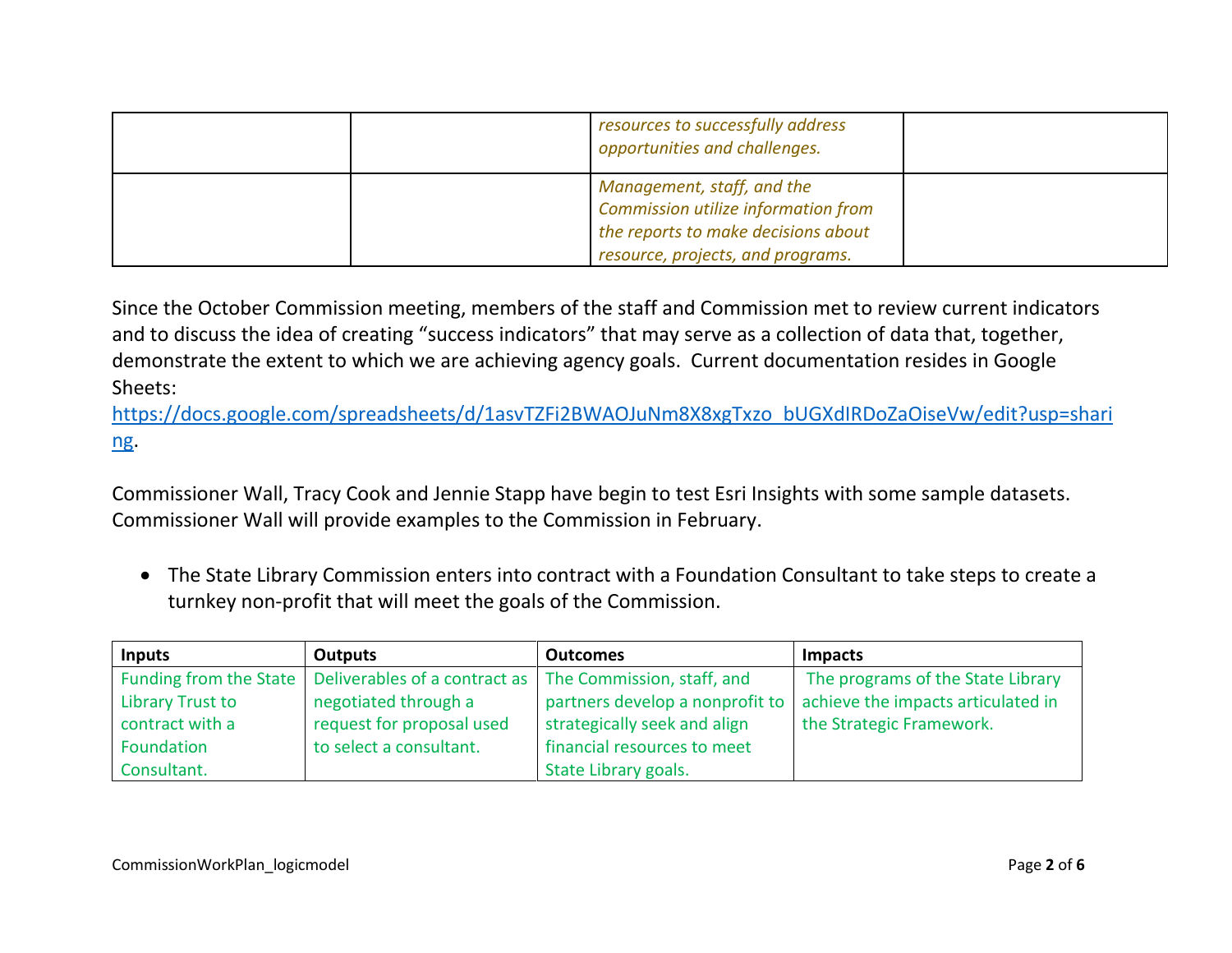| | | *resources to successfully address opportunities and challenges.* | |
|---|---|---|---|
| | | *Management, staff, and the Commission utilize information from the reports to make decisions about resource, projects, and programs.* | |

Since the October Commission meeting, members of the staff and Commission met to review current indicators and to discuss the idea of creating "success indicators" that may serve as a collection of data that, together, demonstrate the extent to which we are achieving agency goals. Current documentation resides in Google Sheets: [https://docs.google.com/spreadsheets/d/1asvTZFi2BWAOJuNm8X8xgTxzo_bUGXdIRDoZaOiseVw/edit?usp=sharing](https://docs.google.com/spreadsheets/d/1asvTZFi2BWAOJuNm8X8xgTxzo_bUGXdIRDoZaOiseVw/edit?usp=sharing).

Commissioner Wall, Tracy Cook and Jennie Stapp have begin to test Esri Insights with some sample datasets. Commissioner Wall will provide examples to the Commission in February.

- The State Library Commission enters into contract with a Foundation Consultant to take steps to create a turnkey non-profit that will meet the goals of the Commission.

| Inputs | Outputs | Outcomes | Impacts |
|---|---|---|---|
| Funding from the State Library Trust to contract with a Foundation Consultant. | Deliverables of a contract as negotiated through a request for proposal used to select a consultant. | The Commission, staff, and partners develop a nonprofit to strategically seek and align financial resources to meet State Library goals. | The programs of the State Library achieve the impacts articulated in the Strategic Framework. |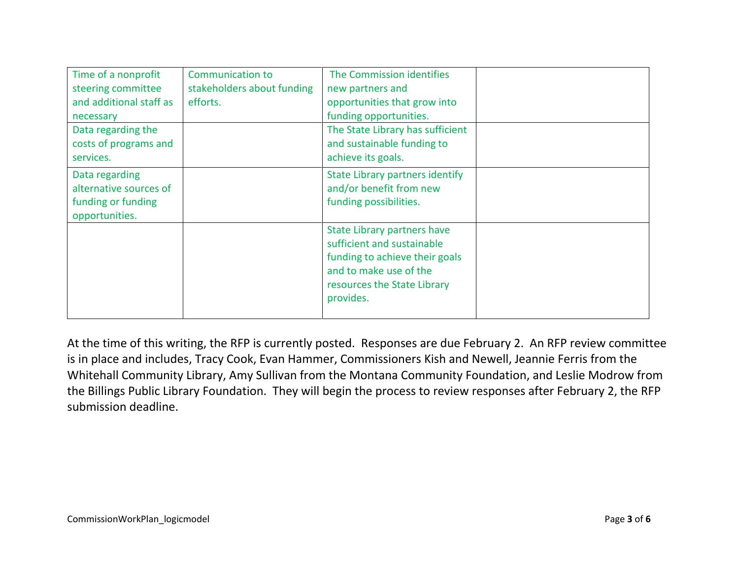| | | | |
|---|---|---|---|
| Time of a nonprofit steering committee and additional staff as necessary | Communication to stakeholders about funding efforts. | The Commission identifies new partners and opportunities that grow into funding opportunities. | |
| Data regarding the costs of programs and services. | | The State Library has sufficient and sustainable funding to achieve its goals. | |
| Data regarding alternative sources of funding or funding opportunities. | | State Library partners identify and/or benefit from new funding possibilities. | |
| | | State Library partners have sufficient and sustainable funding to achieve their goals and to make use of the resources the State Library provides. | |

At the time of this writing, the RFP is currently posted. Responses are due February 2. An RFP review committee is in place and includes, Tracy Cook, Evan Hammer, Commissioners Kish and Newell, Jeannie Ferris from the Whitehall Community Library, Amy Sullivan from the Montana Community Foundation, and Leslie Modrow from the Billings Public Library Foundation. They will begin the process to review responses after February 2, the RFP submission deadline.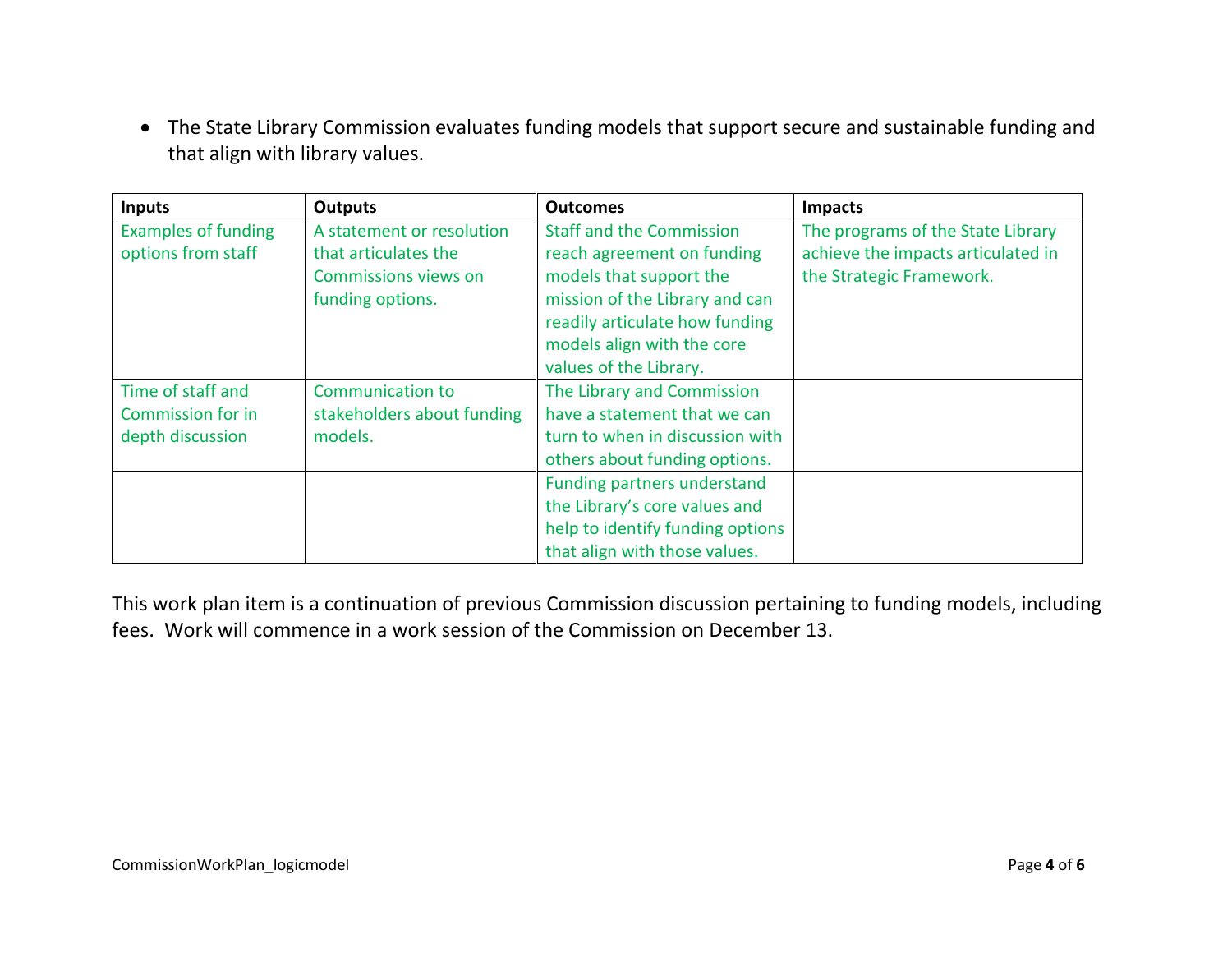- The State Library Commission evaluates funding models that support secure and sustainable funding and that align with library values.

| Inputs | Outputs | Outcomes | Impacts |
|---|---|---|---|
| Examples of funding options from staff | A statement or resolution that articulates the Commissions views on funding options. | Staff and the Commission reach agreement on funding models that support the mission of the Library and can readily articulate how funding models align with the core values of the Library. | The programs of the State Library achieve the impacts articulated in the Strategic Framework. |
| Time of staff and Commission for in depth discussion | Communication to stakeholders about funding models. | The Library and Commission have a statement that we can turn to when in discussion with others about funding options. | |
| | | Funding partners understand the Library's core values and help to identify funding options that align with those values. | |

This work plan item is a continuation of previous Commission discussion pertaining to funding models, including fees. Work will commence in a work session of the Commission on December 13.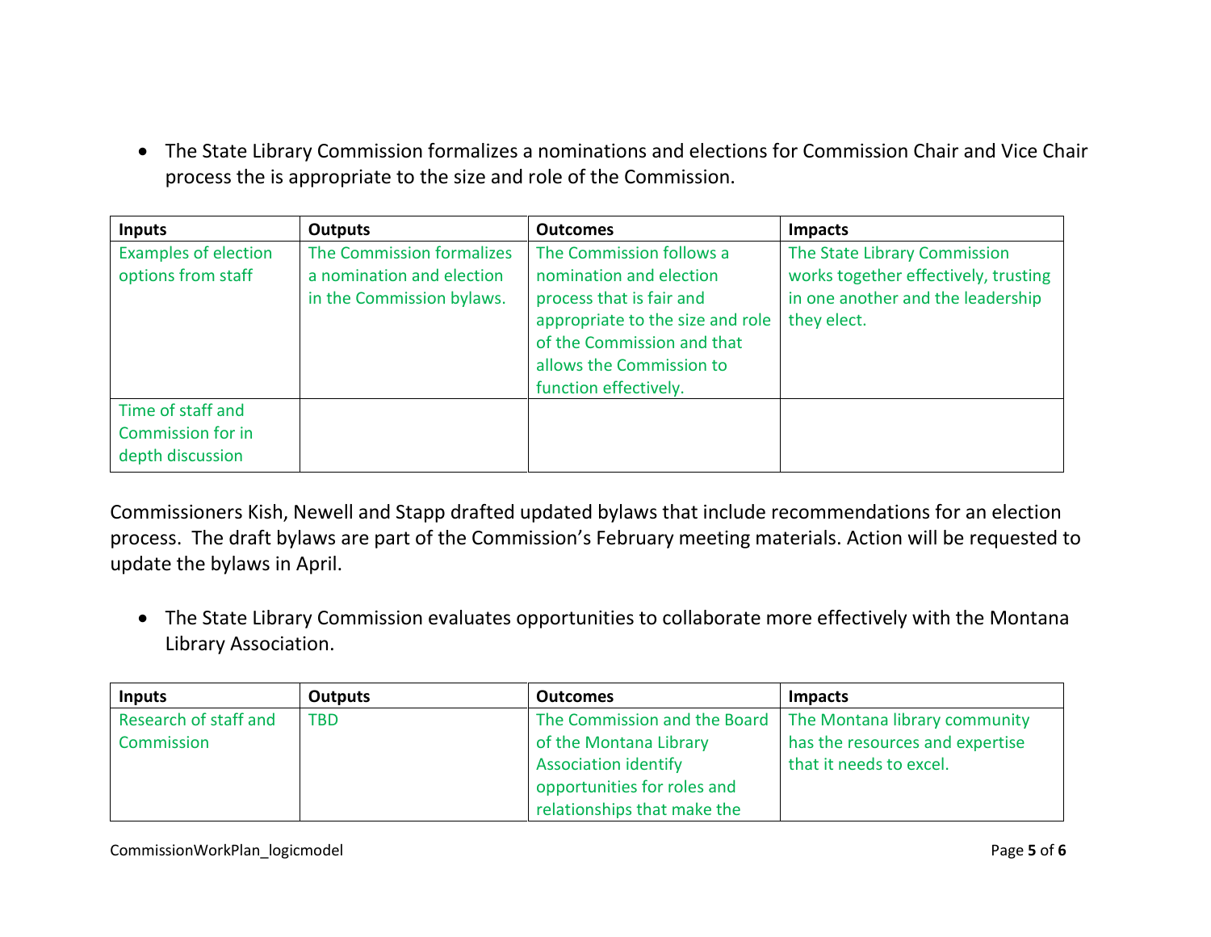- The State Library Commission formalizes a nominations and elections for Commission Chair and Vice Chair process the is appropriate to the size and role of the Commission.

| Inputs | Outputs | Outcomes | Impacts |
|---|---|---|---|
| Examples of election options from staff | The Commission formalizes a nomination and election in the Commission bylaws. | The Commission follows a nomination and election process that is fair and appropriate to the size and role of the Commission and that allows the Commission to function effectively. | The State Library Commission works together effectively, trusting in one another and the leadership they elect. |
| Time of staff and Commission for in depth discussion | | | |

Commissioners Kish, Newell and Stapp drafted updated bylaws that include recommendations for an election process. The draft bylaws are part of the Commission's February meeting materials. Action will be requested to update the bylaws in April.

- The State Library Commission evaluates opportunities to collaborate more effectively with the Montana Library Association.

| Inputs | Outputs | Outcomes | Impacts |
|---|---|---|---|
| Research of staff and Commission | TBD | The Commission and the Board of the Montana Library Association identify opportunities for roles and relationships that make the | The Montana library community has the resources and expertise that it needs to excel. |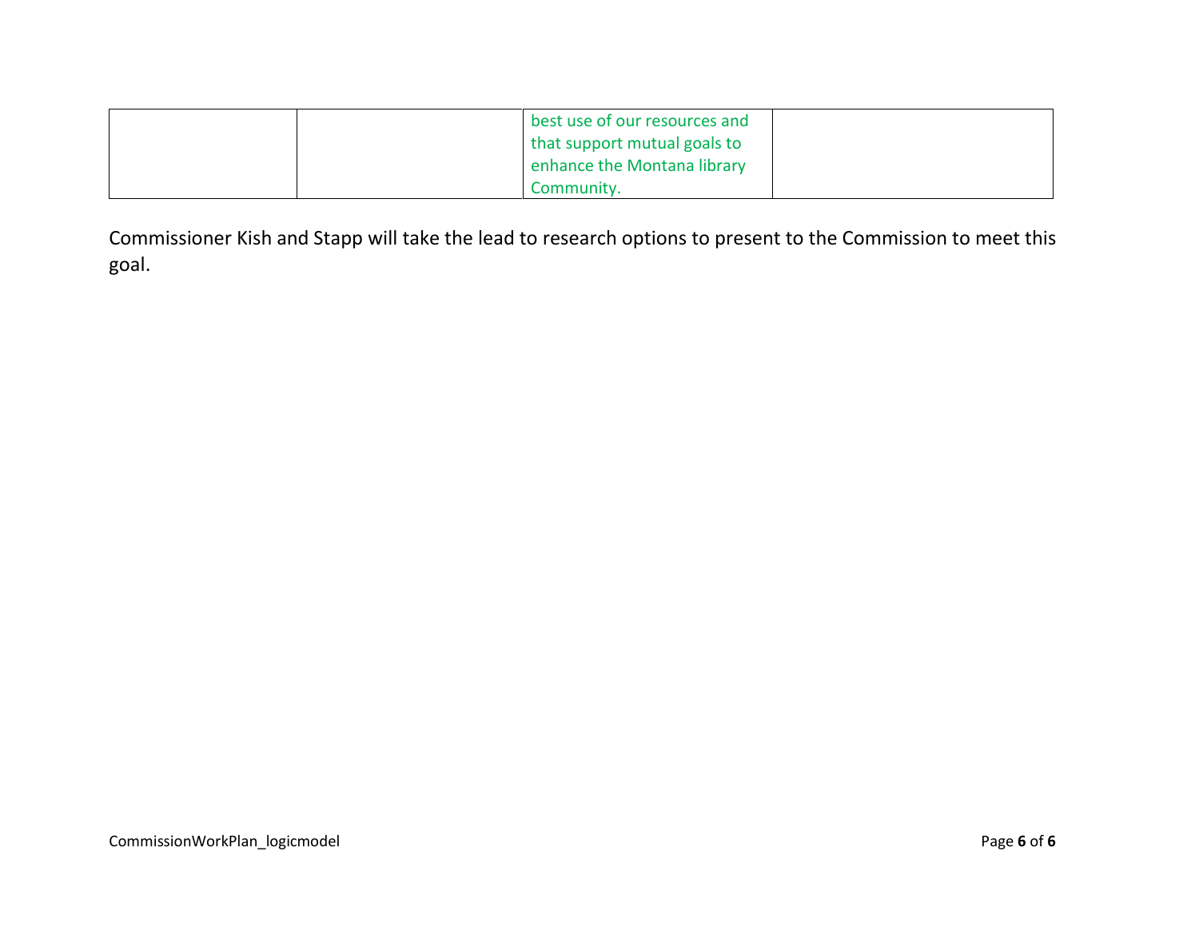| | | | |
|---|---|---|---|
| | | best use of our resources and that support mutual goals to enhance the Montana library Community. | |

Commissioner Kish and Stapp will take the lead to research options to present to the Commission to meet this goal.